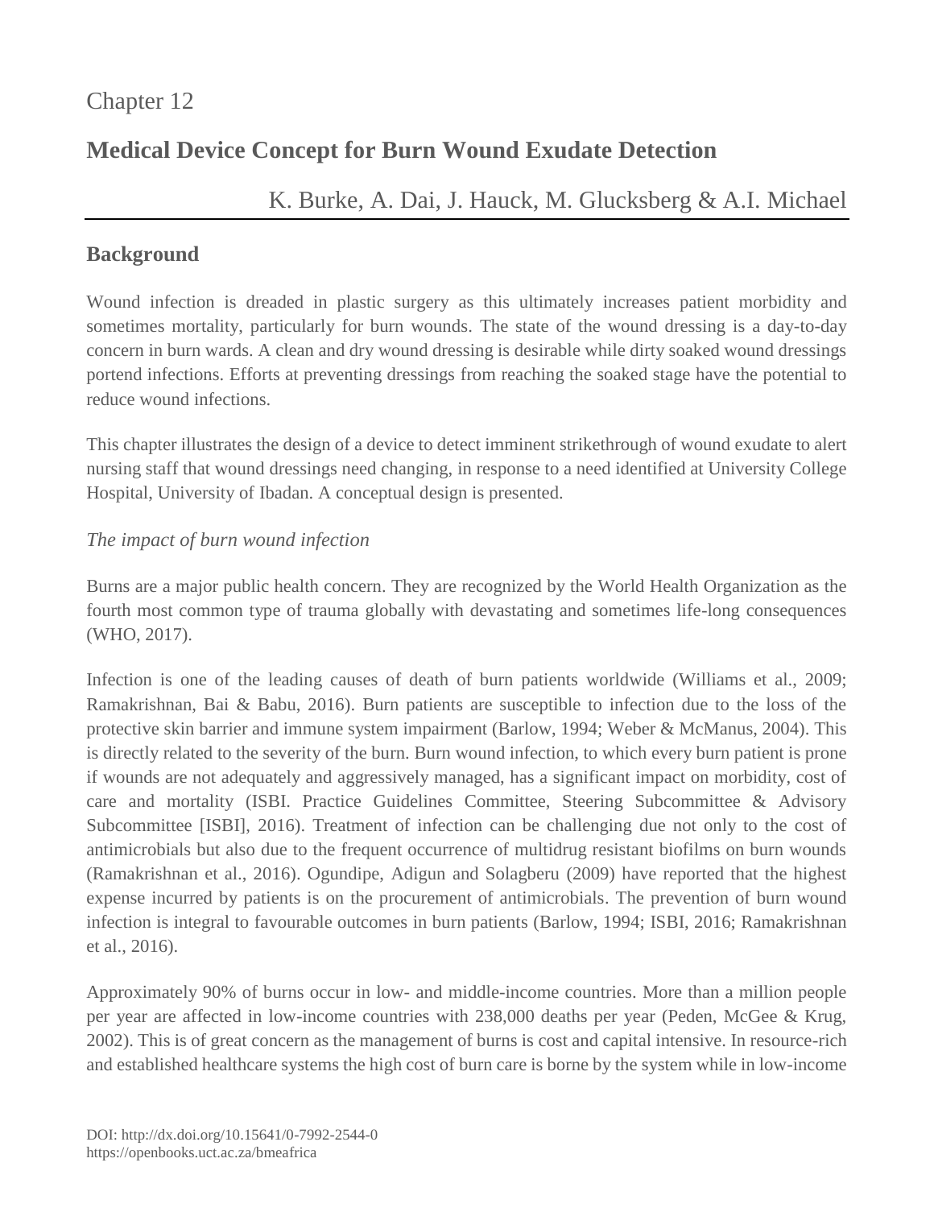Chapter 12

# Medical Device Concept for Burn Wound Exudate Detection

K. Burke, A. Dai, J. Hauck, M. Glucksberg & A.I. Michael

## Background

Wound infection is dreaded in plastic surgery as this ultimately increases patient morbidity and sometimes mortality, particularly for burn wounds. The state of the wound dressing is a day-to-day concern in burn wards. A clean and dry wound dressing is desirable while dirty soaked wound dressings portend infections. Efforts at preventing dressings from reaching the soaked stage have the potential to reduce wound infections.

This chapter illustrates the design of a device to detect imminent strikethrough of wound exudate to alert nursing staff that wound dressings need changing, in response to a need identified at University College Hospital, University of Ibadan. A conceptual design is presented.

### *The impact of burn wound infection*

Burns are a major public health concern. They are recognized by the World Health Organization as the fourth most common type of trauma globally with devastating and sometimes life-long consequences (WHO, 2017).

Infection is one of the leading causes of death of burn patients worldwide (Williams et al., 2009; Ramakrishnan, Bai & Babu, 2016). Burn patients are susceptible to infection due to the loss of the protective skin barrier and immune system impairment (Barlow, 1994; Weber & McManus, 2004). This is directly related to the severity of the burn. Burn wound infection, to which every burn patient is prone if wounds are not adequately and aggressively managed, has a significant impact on morbidity, cost of care and mortality (ISBI. Practice Guidelines Committee, Steering Subcommittee & Advisory Subcommittee [ISBI], 2016). Treatment of infection can be challenging due not only to the cost of antimicrobials but also due to the frequent occurrence of multidrug resistant biofilms on burn wounds (Ramakrishnan et al., 2016). Ogundipe, Adigun and Solagberu (2009) have reported that the highest expense incurred by patients is on the procurement of antimicrobials. The prevention of burn wound infection is integral to favourable outcomes in burn patients (Barlow, 1994; ISBI, 2016; Ramakrishnan et al., 2016).

Approximately 90% of burns occur in low- and middle-income countries. More than a million people per year are affected in low-income countries with 238,000 deaths per year (Peden, McGee & Krug, 2002). This is of great concern as the management of burns is cost and capital intensive. In resource-rich and established healthcare systems the high cost of burn care is borne by the system while in low-income

DOI: http://dx.doi.org/10.15641/0-7992-2544-0
https://openbooks.uct.ac.za/bmeafrica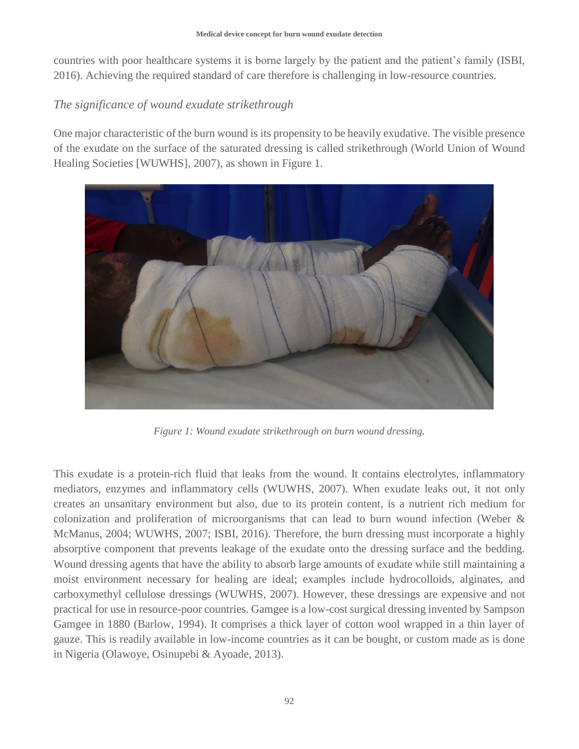countries with poor healthcare systems it is borne largely by the patient and the patient's family (ISBI, 2016). Achieving the required standard of care therefore is challenging in low-resource countries.

### *The significance of wound exudate strikethrough*

One major characteristic of the burn wound is its propensity to be heavily exudative. The visible presence of the exudate on the surface of the saturated dressing is called strikethrough (World Union of Wound Healing Societies [WUWHS], 2007), as shown in Figure 1.

*Figure 1: Wound exudate strikethrough on burn wound dressing.*

This exudate is a protein-rich fluid that leaks from the wound. It contains electrolytes, inflammatory mediators, enzymes and inflammatory cells (WUWHS, 2007). When exudate leaks out, it not only creates an unsanitary environment but also, due to its protein content, is a nutrient rich medium for colonization and proliferation of microorganisms that can lead to burn wound infection (Weber & McManus, 2004; WUWHS, 2007; ISBI, 2016). Therefore, the burn dressing must incorporate a highly absorptive component that prevents leakage of the exudate onto the dressing surface and the bedding. Wound dressing agents that have the ability to absorb large amounts of exudate while still maintaining a moist environment necessary for healing are ideal; examples include hydrocolloids, alginates, and carboxymethyl cellulose dressings (WUWHS, 2007). However, these dressings are expensive and not practical for use in resource-poor countries. Gamgee is a low-cost surgical dressing invented by Sampson Gamgee in 1880 (Barlow, 1994). It comprises a thick layer of cotton wool wrapped in a thin layer of gauze. This is readily available in low-income countries as it can be bought, or custom made as is done in Nigeria (Olawoye, Osinupebi & Ayoade, 2013).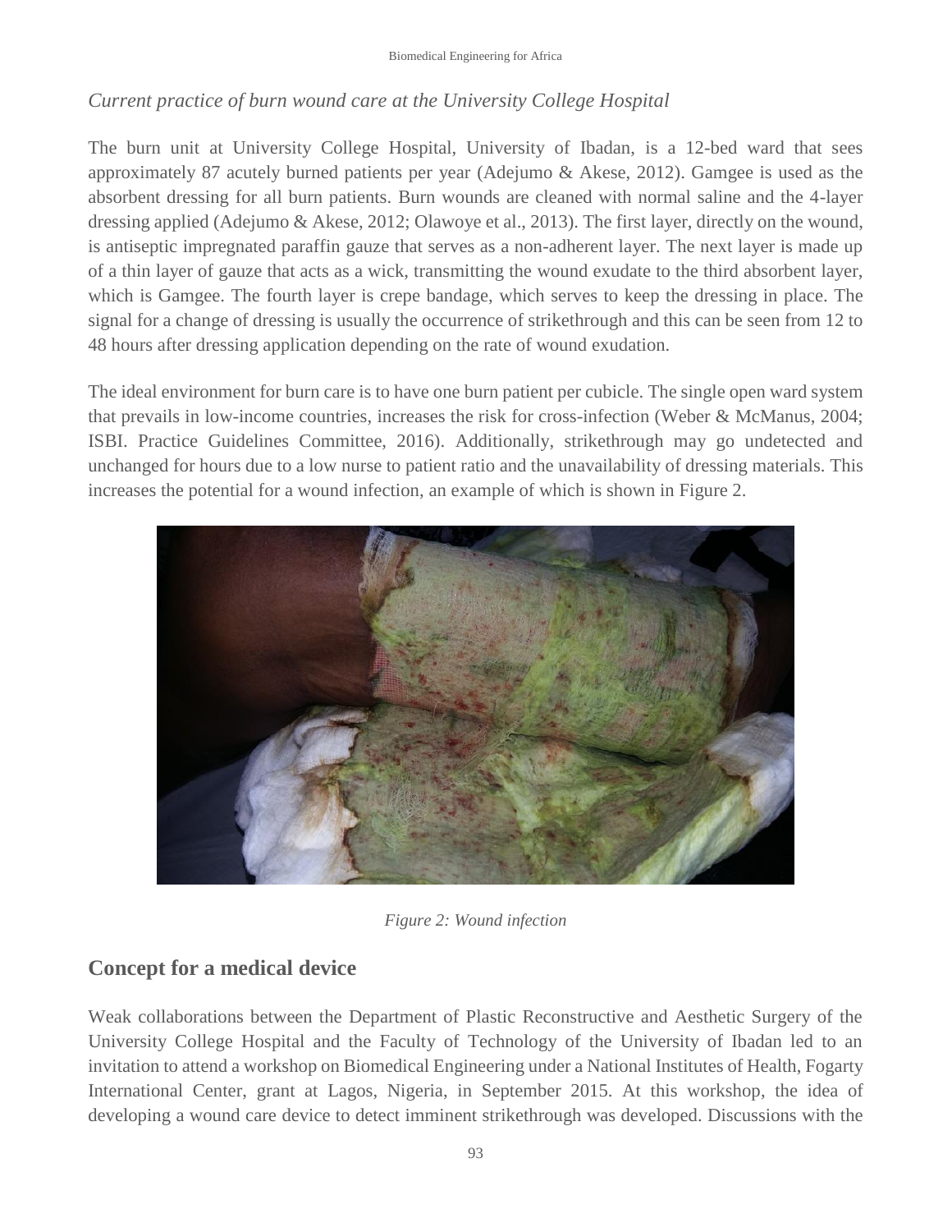*Current practice of burn wound care at the University College Hospital*

The burn unit at University College Hospital, University of Ibadan, is a 12-bed ward that sees approximately 87 acutely burned patients per year (Adejumo & Akese, 2012). Gamgee is used as the absorbent dressing for all burn patients. Burn wounds are cleaned with normal saline and the 4-layer dressing applied (Adejumo & Akese, 2012; Olawoye et al., 2013). The first layer, directly on the wound, is antiseptic impregnated paraffin gauze that serves as a non-adherent layer. The next layer is made up of a thin layer of gauze that acts as a wick, transmitting the wound exudate to the third absorbent layer, which is Gamgee. The fourth layer is crepe bandage, which serves to keep the dressing in place. The signal for a change of dressing is usually the occurrence of strikethrough and this can be seen from 12 to 48 hours after dressing application depending on the rate of wound exudation.

The ideal environment for burn care is to have one burn patient per cubicle. The single open ward system that prevails in low-income countries, increases the risk for cross-infection (Weber & McManus, 2004; ISBI. Practice Guidelines Committee, 2016). Additionally, strikethrough may go undetected and unchanged for hours due to a low nurse to patient ratio and the unavailability of dressing materials. This increases the potential for a wound infection, an example of which is shown in Figure 2.

*Figure 2: Wound infection*

## Concept for a medical device

Weak collaborations between the Department of Plastic Reconstructive and Aesthetic Surgery of the University College Hospital and the Faculty of Technology of the University of Ibadan led to an invitation to attend a workshop on Biomedical Engineering under a National Institutes of Health, Fogarty International Center, grant at Lagos, Nigeria, in September 2015. At this workshop, the idea of developing a wound care device to detect imminent strikethrough was developed. Discussions with the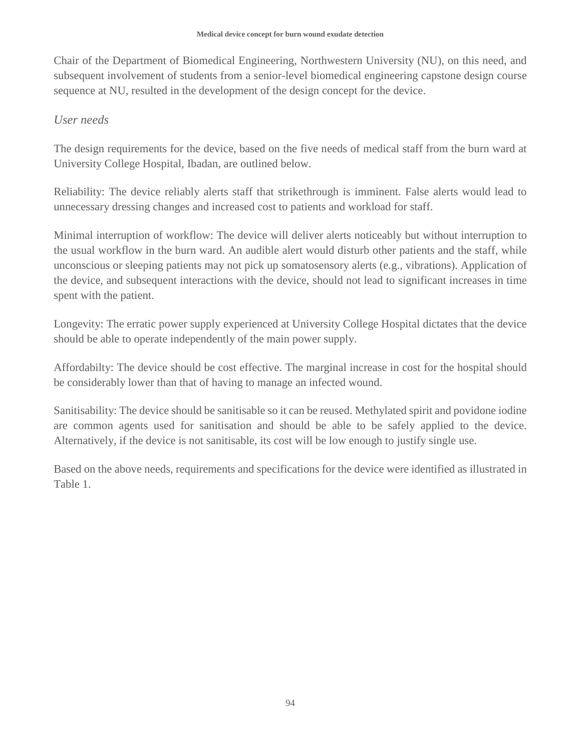Chair of the Department of Biomedical Engineering, Northwestern University (NU), on this need, and subsequent involvement of students from a senior-level biomedical engineering capstone design course sequence at NU, resulted in the development of the design concept for the device.

### *User needs*

The design requirements for the device, based on the five needs of medical staff from the burn ward at University College Hospital, Ibadan, are outlined below.

Reliability: The device reliably alerts staff that strikethrough is imminent. False alerts would lead to unnecessary dressing changes and increased cost to patients and workload for staff.

Minimal interruption of workflow: The device will deliver alerts noticeably but without interruption to the usual workflow in the burn ward. An audible alert would disturb other patients and the staff, while unconscious or sleeping patients may not pick up somatosensory alerts (e.g., vibrations). Application of the device, and subsequent interactions with the device, should not lead to significant increases in time spent with the patient.

Longevity: The erratic power supply experienced at University College Hospital dictates that the device should be able to operate independently of the main power supply.

Affordabilty: The device should be cost effective. The marginal increase in cost for the hospital should be considerably lower than that of having to manage an infected wound.

Sanitisability: The device should be sanitisable so it can be reused. Methylated spirit and povidone iodine are common agents used for sanitisation and should be able to be safely applied to the device. Alternatively, if the device is not sanitisable, its cost will be low enough to justify single use.

Based on the above needs, requirements and specifications for the device were identified as illustrated in Table 1.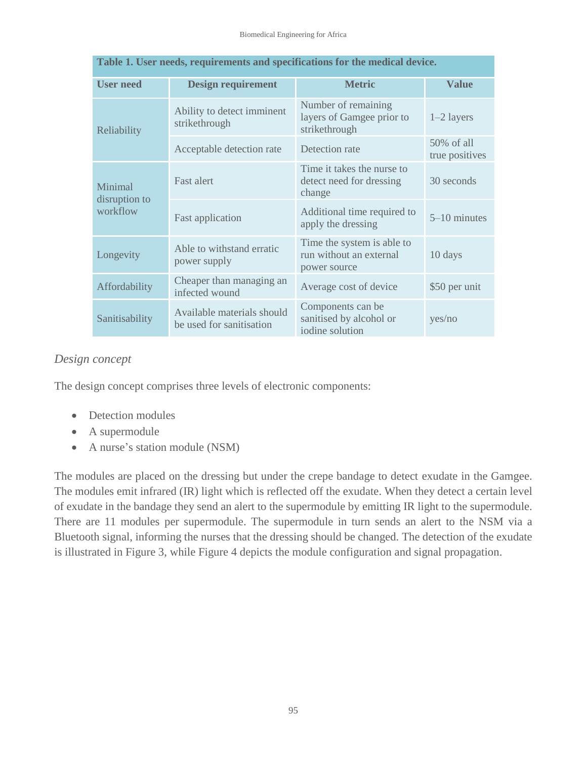**Table 1. User needs, requirements and specifications for the medical device.**

| User need | Design requirement | Metric | Value |
| --- | --- | --- | --- |
| Reliability | Ability to detect imminent strikethrough | Number of remaining layers of Gamgee prior to strikethrough | 1–2 layers |
| | Acceptable detection rate | Detection rate | 50% of all true positives |
| Minimal disruption to workflow | Fast alert | Time it takes the nurse to detect need for dressing change | 30 seconds |
| | Fast application | Additional time required to apply the dressing | 5–10 minutes |
| Longevity | Able to withstand erratic power supply | Time the system is able to run without an external power source | 10 days |
| Affordability | Cheaper than managing an infected wound | Average cost of device | $50 per unit |
| Sanitisability | Available materials should be used for sanitisation | Components can be sanitised by alcohol or iodine solution | yes/no |

*Design concept*

The design concept comprises three levels of electronic components:

- Detection modules
- A supermodule
- A nurse's station module (NSM)

The modules are placed on the dressing but under the crepe bandage to detect exudate in the Gamgee. The modules emit infrared (IR) light which is reflected off the exudate. When they detect a certain level of exudate in the bandage they send an alert to the supermodule by emitting IR light to the supermodule. There are 11 modules per supermodule. The supermodule in turn sends an alert to the NSM via a Bluetooth signal, informing the nurses that the dressing should be changed. The detection of the exudate is illustrated in Figure 3, while Figure 4 depicts the module configuration and signal propagation.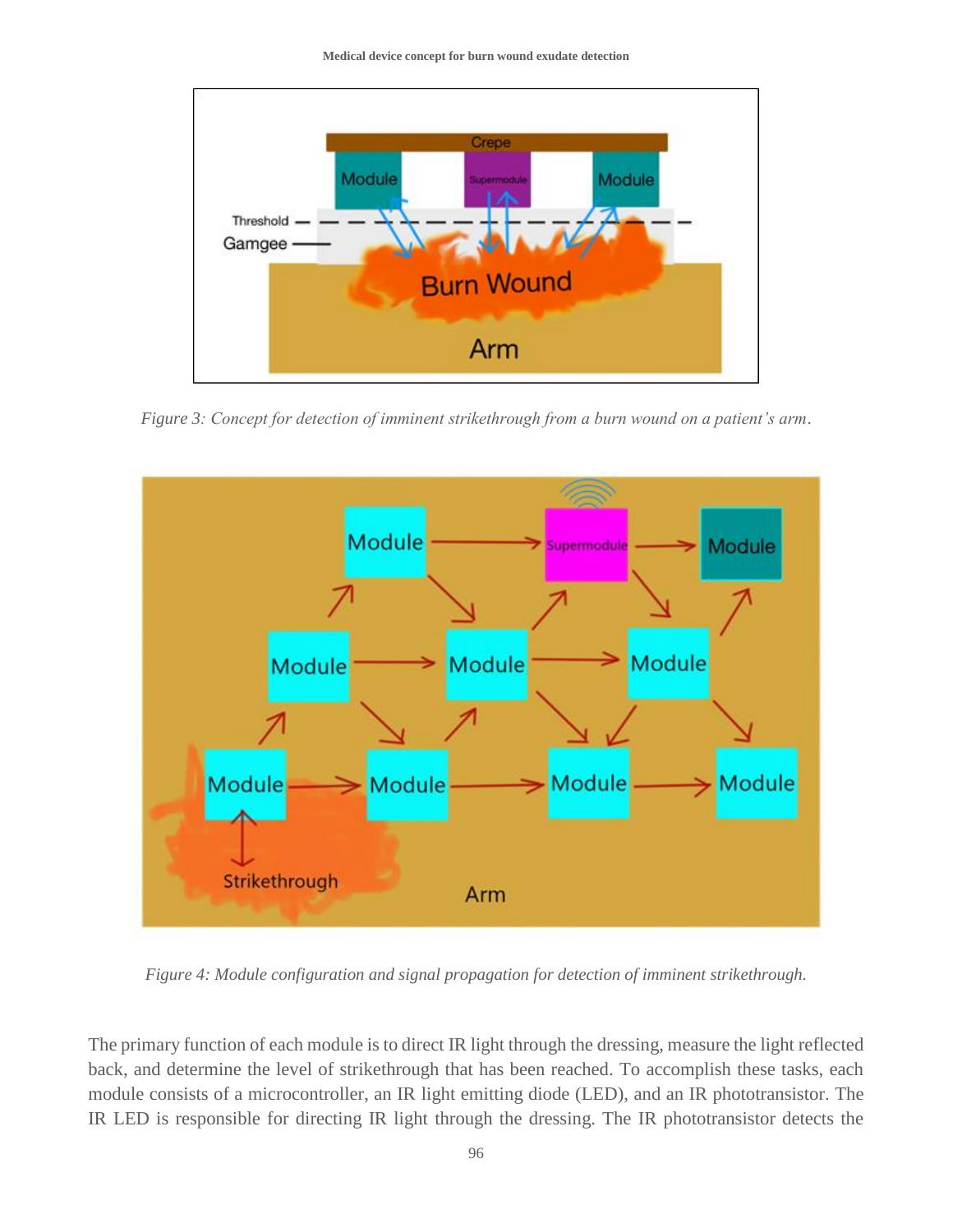*Figure 3: Concept for detection of imminent strikethrough from a burn wound on a patient's arm.*

*Figure 4: Module configuration and signal propagation for detection of imminent strikethrough.*

The primary function of each module is to direct IR light through the dressing, measure the light reflected back, and determine the level of strikethrough that has been reached. To accomplish these tasks, each module consists of a microcontroller, an IR light emitting diode (LED), and an IR phototransistor. The IR LED is responsible for directing IR light through the dressing. The IR phototransistor detects the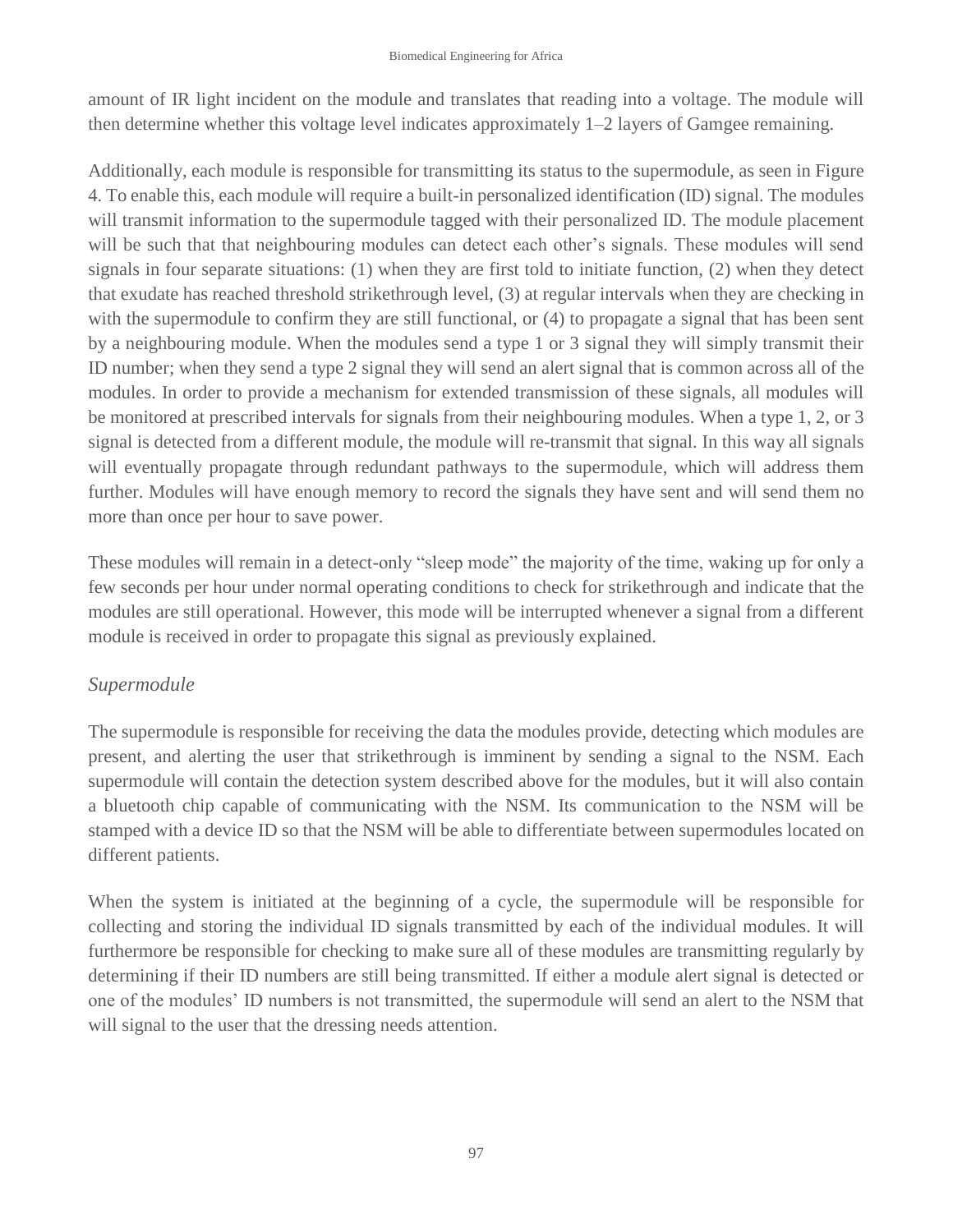amount of IR light incident on the module and translates that reading into a voltage. The module will then determine whether this voltage level indicates approximately 1–2 layers of Gamgee remaining.

Additionally, each module is responsible for transmitting its status to the supermodule, as seen in Figure 4. To enable this, each module will require a built-in personalized identification (ID) signal. The modules will transmit information to the supermodule tagged with their personalized ID. The module placement will be such that that neighbouring modules can detect each other's signals. These modules will send signals in four separate situations: (1) when they are first told to initiate function, (2) when they detect that exudate has reached threshold strikethrough level, (3) at regular intervals when they are checking in with the supermodule to confirm they are still functional, or (4) to propagate a signal that has been sent by a neighbouring module. When the modules send a type 1 or 3 signal they will simply transmit their ID number; when they send a type 2 signal they will send an alert signal that is common across all of the modules. In order to provide a mechanism for extended transmission of these signals, all modules will be monitored at prescribed intervals for signals from their neighbouring modules. When a type 1, 2, or 3 signal is detected from a different module, the module will re-transmit that signal. In this way all signals will eventually propagate through redundant pathways to the supermodule, which will address them further. Modules will have enough memory to record the signals they have sent and will send them no more than once per hour to save power.

These modules will remain in a detect-only "sleep mode" the majority of the time, waking up for only a few seconds per hour under normal operating conditions to check for strikethrough and indicate that the modules are still operational. However, this mode will be interrupted whenever a signal from a different module is received in order to propagate this signal as previously explained.

*Supermodule*

The supermodule is responsible for receiving the data the modules provide, detecting which modules are present, and alerting the user that strikethrough is imminent by sending a signal to the NSM. Each supermodule will contain the detection system described above for the modules, but it will also contain a bluetooth chip capable of communicating with the NSM. Its communication to the NSM will be stamped with a device ID so that the NSM will be able to differentiate between supermodules located on different patients.

When the system is initiated at the beginning of a cycle, the supermodule will be responsible for collecting and storing the individual ID signals transmitted by each of the individual modules. It will furthermore be responsible for checking to make sure all of these modules are transmitting regularly by determining if their ID numbers are still being transmitted. If either a module alert signal is detected or one of the modules' ID numbers is not transmitted, the supermodule will send an alert to the NSM that will signal to the user that the dressing needs attention.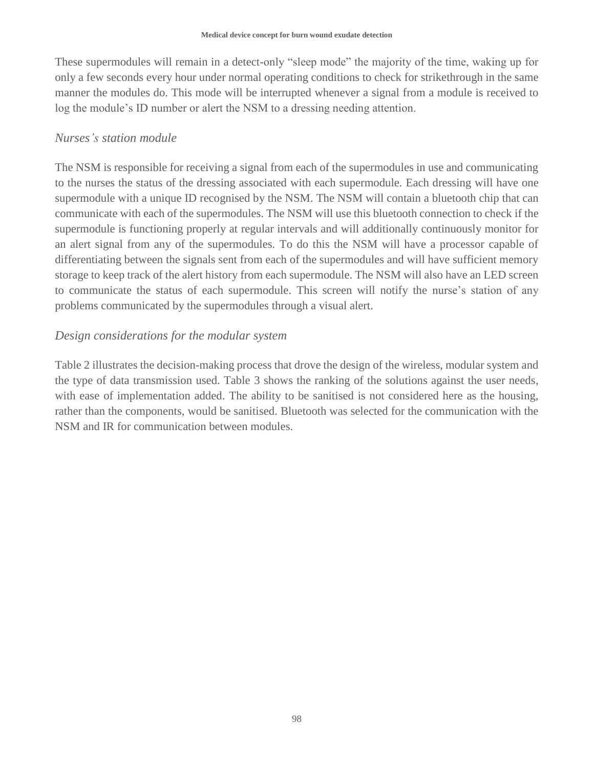These supermodules will remain in a detect-only "sleep mode" the majority of the time, waking up for only a few seconds every hour under normal operating conditions to check for strikethrough in the same manner the modules do. This mode will be interrupted whenever a signal from a module is received to log the module's ID number or alert the NSM to a dressing needing attention.

### *Nurses's station module*

The NSM is responsible for receiving a signal from each of the supermodules in use and communicating to the nurses the status of the dressing associated with each supermodule. Each dressing will have one supermodule with a unique ID recognised by the NSM. The NSM will contain a bluetooth chip that can communicate with each of the supermodules. The NSM will use this bluetooth connection to check if the supermodule is functioning properly at regular intervals and will additionally continuously monitor for an alert signal from any of the supermodules. To do this the NSM will have a processor capable of differentiating between the signals sent from each of the supermodules and will have sufficient memory storage to keep track of the alert history from each supermodule. The NSM will also have an LED screen to communicate the status of each supermodule. This screen will notify the nurse's station of any problems communicated by the supermodules through a visual alert.

### *Design considerations for the modular system*

Table 2 illustrates the decision-making process that drove the design of the wireless, modular system and the type of data transmission used. Table 3 shows the ranking of the solutions against the user needs, with ease of implementation added. The ability to be sanitised is not considered here as the housing, rather than the components, would be sanitised. Bluetooth was selected for the communication with the NSM and IR for communication between modules.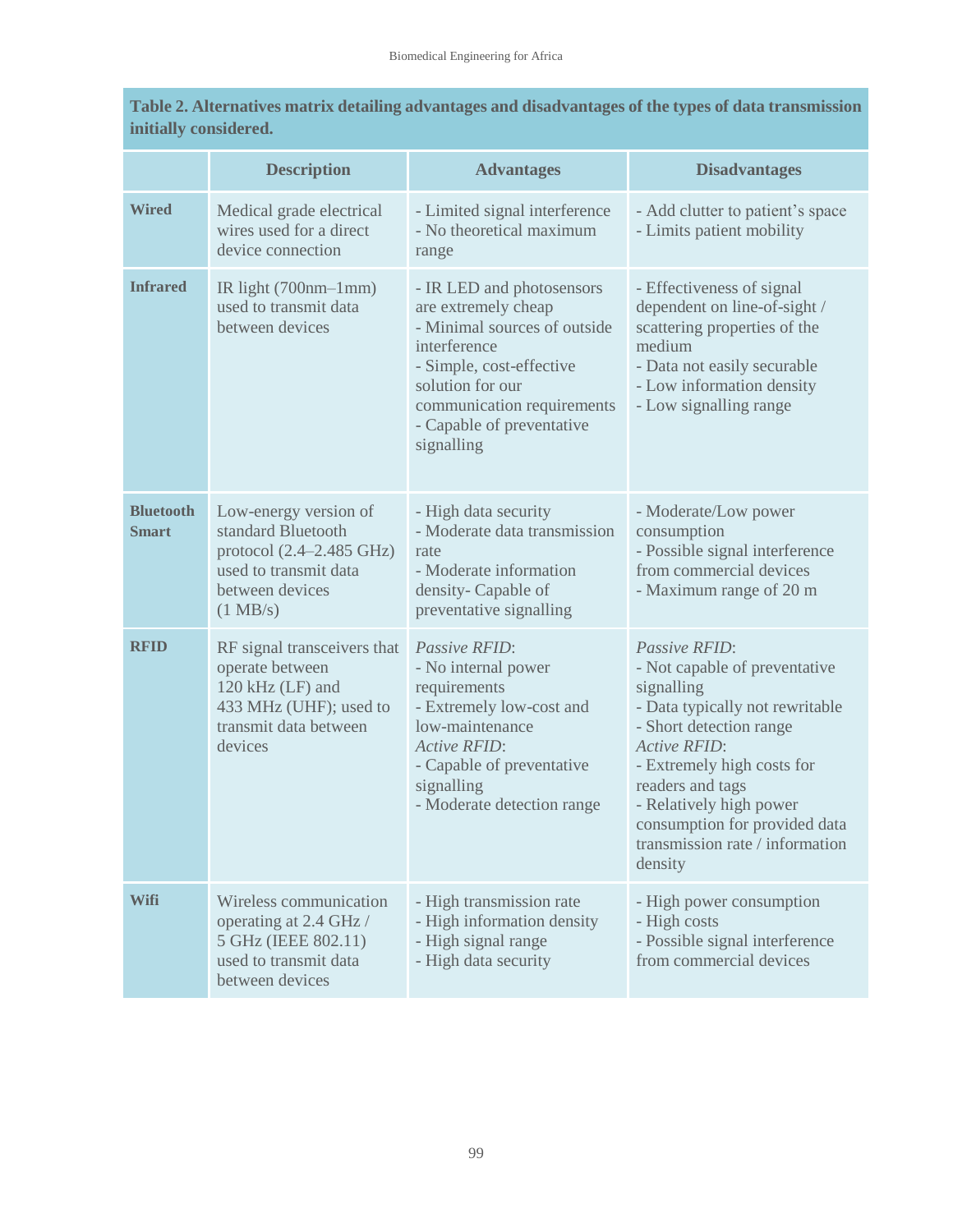**Table 2. Alternatives matrix detailing advantages and disadvantages of the types of data transmission initially considered.**

| | Description | Advantages | Disadvantages |
|---|---|---|---|
| **Wired** | Medical grade electrical wires used for a direct device connection | - Limited signal interference<br>- No theoretical maximum range | - Add clutter to patient's space<br>- Limits patient mobility |
| **Infrared** | IR light (700nm–1mm) used to transmit data between devices | - IR LED and photosensors are extremely cheap<br>- Minimal sources of outside interference<br>- Simple, cost-effective solution for our communication requirements<br>- Capable of preventative signalling | - Effectiveness of signal dependent on line-of-sight / scattering properties of the medium<br>- Data not easily securable<br>- Low information density<br>- Low signalling range |
| **Bluetooth Smart** | Low-energy version of standard Bluetooth protocol (2.4–2.485 GHz) used to transmit data between devices (1 MB/s) | - High data security<br>- Moderate data transmission rate<br>- Moderate information density- Capable of preventative signalling | - Moderate/Low power consumption<br>- Possible signal interference from commercial devices<br>- Maximum range of 20 m |
| **RFID** | RF signal transceivers that operate between 120 kHz (LF) and 433 MHz (UHF); used to transmit data between devices | *Passive RFID*:<br>- No internal power requirements<br>- Extremely low-cost and low-maintenance<br>*Active RFID*:<br>- Capable of preventative signalling<br>- Moderate detection range | *Passive RFID*:<br>- Not capable of preventative signalling<br>- Data typically not rewritable<br>- Short detection range<br>*Active RFID*:<br>- Extremely high costs for readers and tags<br>- Relatively high power consumption for provided data transmission rate / information density |
| **Wifi** | Wireless communication operating at 2.4 GHz / 5 GHz (IEEE 802.11) used to transmit data between devices | - High transmission rate<br>- High information density<br>- High signal range<br>- High data security | - High power consumption<br>- High costs<br>- Possible signal interference from commercial devices |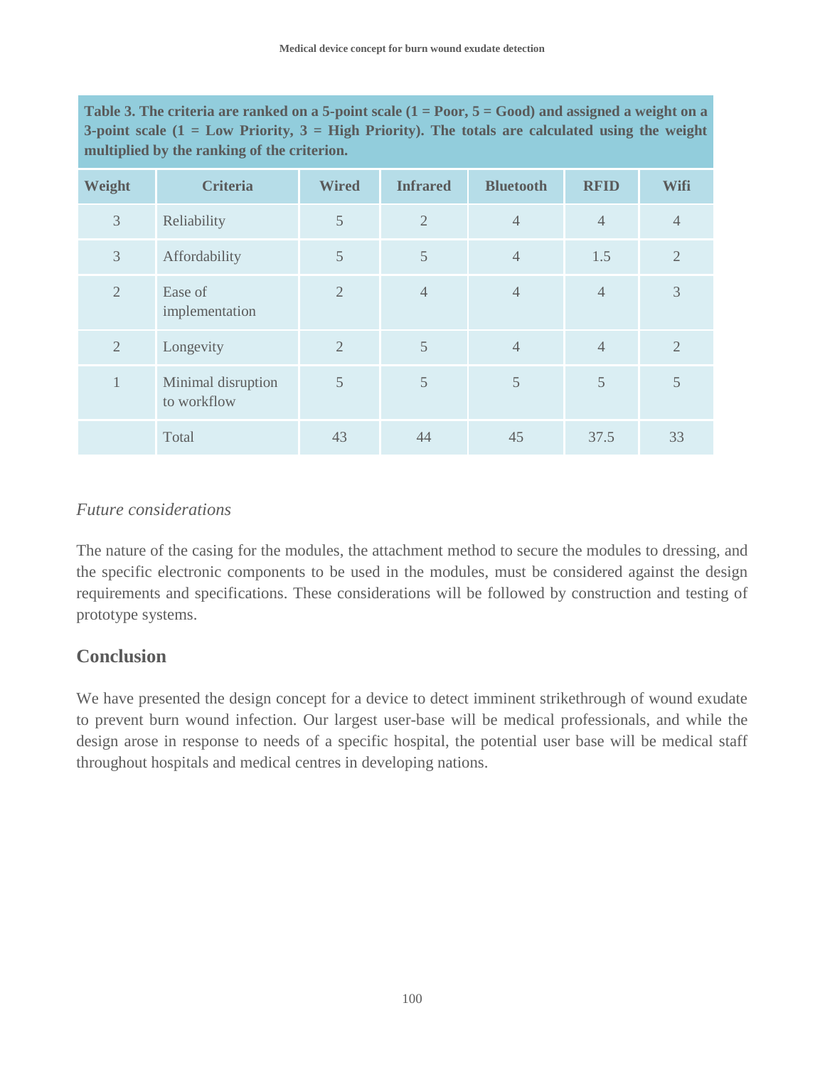**Table 3. The criteria are ranked on a 5-point scale (1 = Poor, 5 = Good) and assigned a weight on a 3-point scale (1 = Low Priority, 3 = High Priority). The totals are calculated using the weight multiplied by the ranking of the criterion.**

| Weight | Criteria | Wired | Infrared | Bluetooth | RFID | Wifi |
|---|---|---|---|---|---|---|
| 3 | Reliability | 5 | 2 | 4 | 4 | 4 |
| 3 | Affordability | 5 | 5 | 4 | 1.5 | 2 |
| 2 | Ease of implementation | 2 | 4 | 4 | 4 | 3 |
| 2 | Longevity | 2 | 5 | 4 | 4 | 2 |
| 1 | Minimal disruption to workflow | 5 | 5 | 5 | 5 | 5 |
| | Total | 43 | 44 | 45 | 37.5 | 33 |

*Future considerations*

The nature of the casing for the modules, the attachment method to secure the modules to dressing, and the specific electronic components to be used in the modules, must be considered against the design requirements and specifications. These considerations will be followed by construction and testing of prototype systems.

## Conclusion

We have presented the design concept for a device to detect imminent strikethrough of wound exudate to prevent burn wound infection. Our largest user-base will be medical professionals, and while the design arose in response to needs of a specific hospital, the potential user base will be medical staff throughout hospitals and medical centres in developing nations.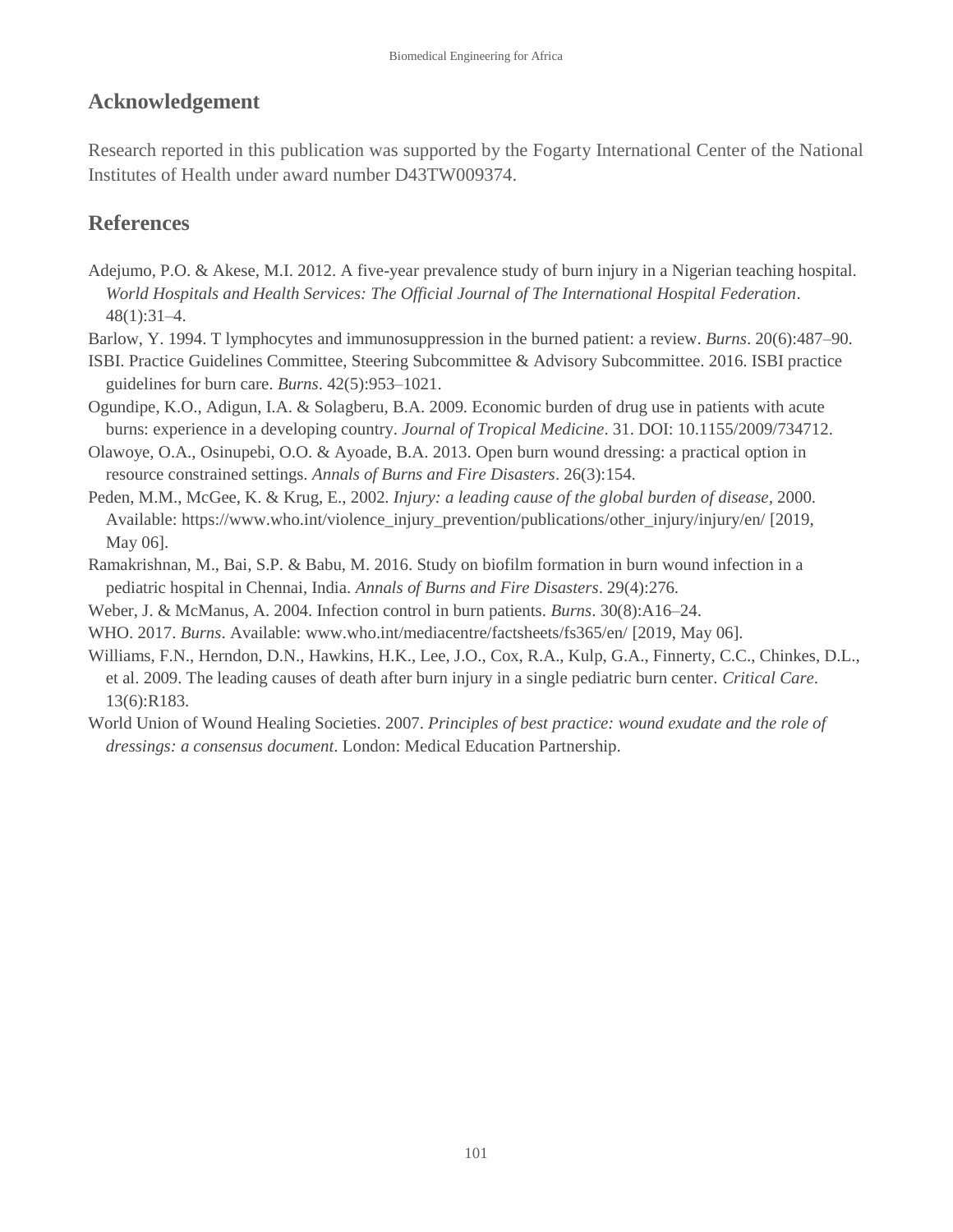## Acknowledgement

Research reported in this publication was supported by the Fogarty International Center of the National Institutes of Health under award number D43TW009374.

## References

Adejumo, P.O. & Akese, M.I. 2012. A five-year prevalence study of burn injury in a Nigerian teaching hospital. *World Hospitals and Health Services: The Official Journal of The International Hospital Federation*. 48(1):31–4.

Barlow, Y. 1994. T lymphocytes and immunosuppression in the burned patient: a review. *Burns*. 20(6):487–90.

ISBI. Practice Guidelines Committee, Steering Subcommittee & Advisory Subcommittee. 2016. ISBI practice guidelines for burn care. *Burns*. 42(5):953–1021.

Ogundipe, K.O., Adigun, I.A. & Solagberu, B.A. 2009. Economic burden of drug use in patients with acute burns: experience in a developing country. *Journal of Tropical Medicine*. 31. DOI: 10.1155/2009/734712.

Olawoye, O.A., Osinupebi, O.O. & Ayoade, B.A. 2013. Open burn wound dressing: a practical option in resource constrained settings. *Annals of Burns and Fire Disasters*. 26(3):154.

Peden, M.M., McGee, K. & Krug, E., 2002. *Injury: a leading cause of the global burden of disease*, 2000. Available: https://www.who.int/violence_injury_prevention/publications/other_injury/injury/en/ [2019, May 06].

Ramakrishnan, M., Bai, S.P. & Babu, M. 2016. Study on biofilm formation in burn wound infection in a pediatric hospital in Chennai, India. *Annals of Burns and Fire Disasters*. 29(4):276.

Weber, J. & McManus, A. 2004. Infection control in burn patients. *Burns*. 30(8):A16–24.

WHO. 2017. *Burns*. Available: www.who.int/mediacentre/factsheets/fs365/en/ [2019, May 06].

Williams, F.N., Herndon, D.N., Hawkins, H.K., Lee, J.O., Cox, R.A., Kulp, G.A., Finnerty, C.C., Chinkes, D.L., et al. 2009. The leading causes of death after burn injury in a single pediatric burn center. *Critical Care*. 13(6):R183.

World Union of Wound Healing Societies. 2007. *Principles of best practice: wound exudate and the role of dressings: a consensus document*. London: Medical Education Partnership.